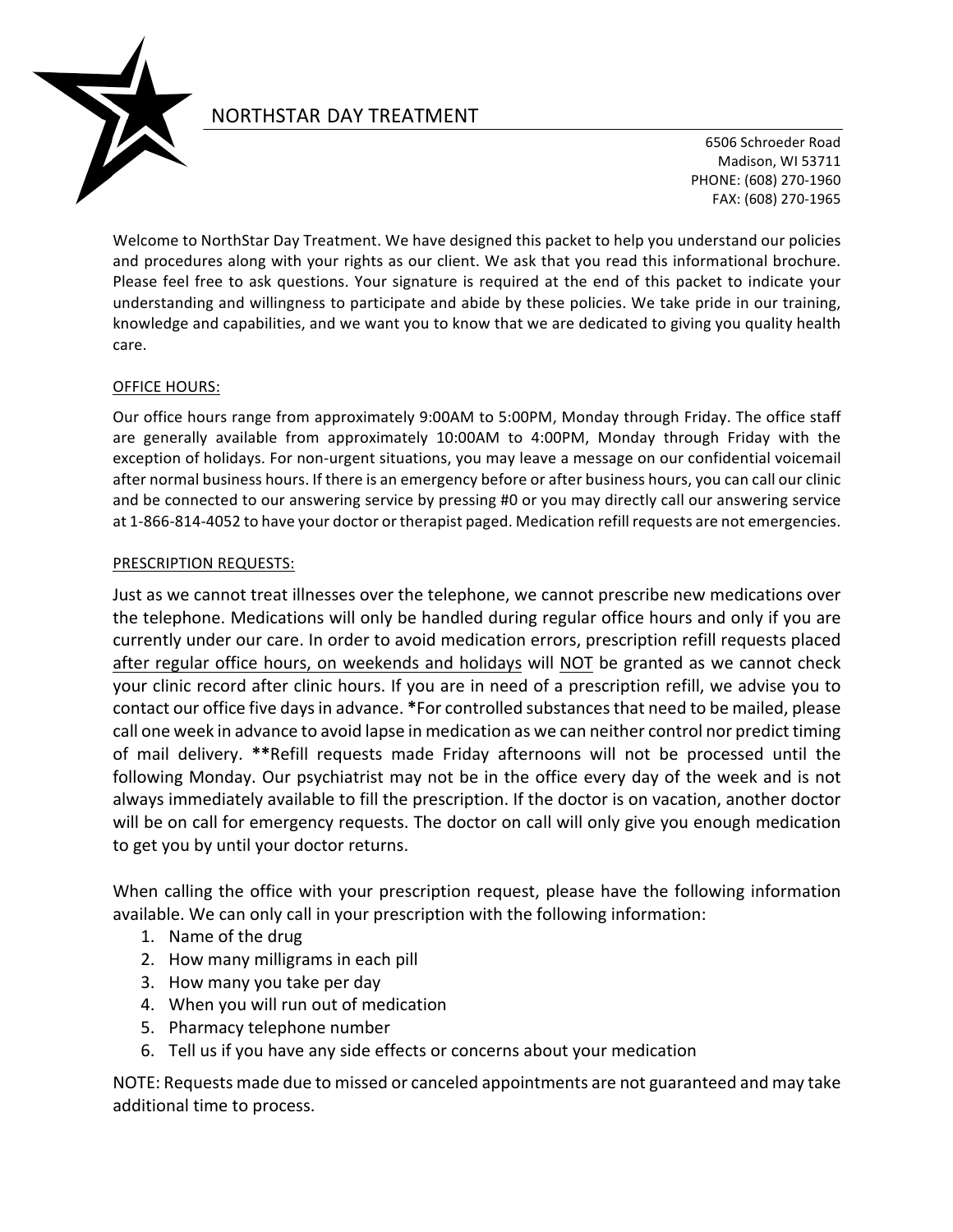# NORTHSTAR DAY TREATMENT

6506 Schroeder Road
Madison, WI 53711
PHONE: (608) 270-1960
FAX: (608) 270-1965

Welcome to NorthStar Day Treatment. We have designed this packet to help you understand our policies and procedures along with your rights as our client. We ask that you read this informational brochure. Please feel free to ask questions. Your signature is required at the end of this packet to indicate your understanding and willingness to participate and abide by these policies. We take pride in our training, knowledge and capabilities, and we want you to know that we are dedicated to giving you quality health care.

## OFFICE HOURS:

Our office hours range from approximately 9:00AM to 5:00PM, Monday through Friday. The office staff are generally available from approximately 10:00AM to 4:00PM, Monday through Friday with the exception of holidays. For non-urgent situations, you may leave a message on our confidential voicemail after normal business hours. If there is an emergency before or after business hours, you can call our clinic and be connected to our answering service by pressing #0 or you may directly call our answering service at 1-866-814-4052 to have your doctor or therapist paged. Medication refill requests are not emergencies.

## PRESCRIPTION REQUESTS:

Just as we cannot treat illnesses over the telephone, we cannot prescribe new medications over the telephone. Medications will only be handled during regular office hours and only if you are currently under our care. In order to avoid medication errors, prescription refill requests placed after regular office hours, on weekends and holidays will NOT be granted as we cannot check your clinic record after clinic hours. If you are in need of a prescription refill, we advise you to contact our office five days in advance. **\***For controlled substances that need to be mailed, please call one week in advance to avoid lapse in medication as we can neither control nor predict timing of mail delivery. **\*\***Refill requests made Friday afternoons will not be processed until the following Monday. Our psychiatrist may not be in the office every day of the week and is not always immediately available to fill the prescription. If the doctor is on vacation, another doctor will be on call for emergency requests. The doctor on call will only give you enough medication to get you by until your doctor returns.

When calling the office with your prescription request, please have the following information available. We can only call in your prescription with the following information:

1. Name of the drug
2. How many milligrams in each pill
3. How many you take per day
4. When you will run out of medication
5. Pharmacy telephone number
6. Tell us if you have any side effects or concerns about your medication

NOTE: Requests made due to missed or canceled appointments are not guaranteed and may take additional time to process.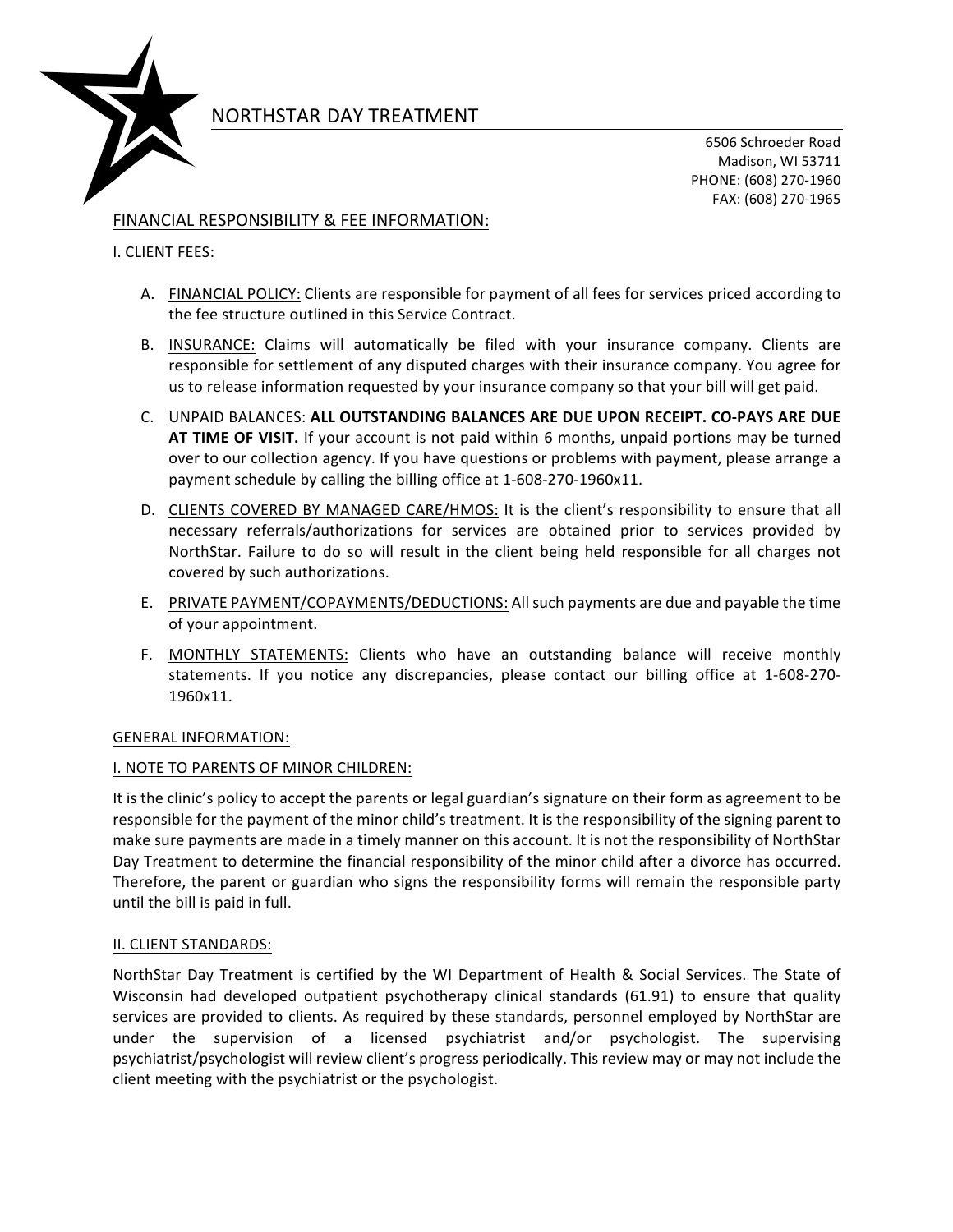# NORTHSTAR DAY TREATMENT

6506 Schroeder Road
Madison, WI 53711
PHONE: (608) 270-1960
FAX: (608) 270-1965

## FINANCIAL RESPONSIBILITY & FEE INFORMATION:

### I. CLIENT FEES:

A. FINANCIAL POLICY: Clients are responsible for payment of all fees for services priced according to the fee structure outlined in this Service Contract.

B. INSURANCE: Claims will automatically be filed with your insurance company. Clients are responsible for settlement of any disputed charges with their insurance company. You agree for us to release information requested by your insurance company so that your bill will get paid.

C. UNPAID BALANCES: **ALL OUTSTANDING BALANCES ARE DUE UPON RECEIPT. CO-PAYS ARE DUE AT TIME OF VISIT.** If your account is not paid within 6 months, unpaid portions may be turned over to our collection agency. If you have questions or problems with payment, please arrange a payment schedule by calling the billing office at 1-608-270-1960x11.

D. CLIENTS COVERED BY MANAGED CARE/HMOS: It is the client's responsibility to ensure that all necessary referrals/authorizations for services are obtained prior to services provided by NorthStar. Failure to do so will result in the client being held responsible for all charges not covered by such authorizations.

E. PRIVATE PAYMENT/COPAYMENTS/DEDUCTIONS: All such payments are due and payable the time of your appointment.

F. MONTHLY STATEMENTS: Clients who have an outstanding balance will receive monthly statements. If you notice any discrepancies, please contact our billing office at 1-608-270-1960x11.

## GENERAL INFORMATION:

### I. NOTE TO PARENTS OF MINOR CHILDREN:

It is the clinic's policy to accept the parents or legal guardian's signature on their form as agreement to be responsible for the payment of the minor child's treatment. It is the responsibility of the signing parent to make sure payments are made in a timely manner on this account. It is not the responsibility of NorthStar Day Treatment to determine the financial responsibility of the minor child after a divorce has occurred. Therefore, the parent or guardian who signs the responsibility forms will remain the responsible party until the bill is paid in full.

### II. CLIENT STANDARDS:

NorthStar Day Treatment is certified by the WI Department of Health & Social Services. The State of Wisconsin had developed outpatient psychotherapy clinical standards (61.91) to ensure that quality services are provided to clients. As required by these standards, personnel employed by NorthStar are under the supervision of a licensed psychiatrist and/or psychologist. The supervising psychiatrist/psychologist will review client's progress periodically. This review may or may not include the client meeting with the psychiatrist or the psychologist.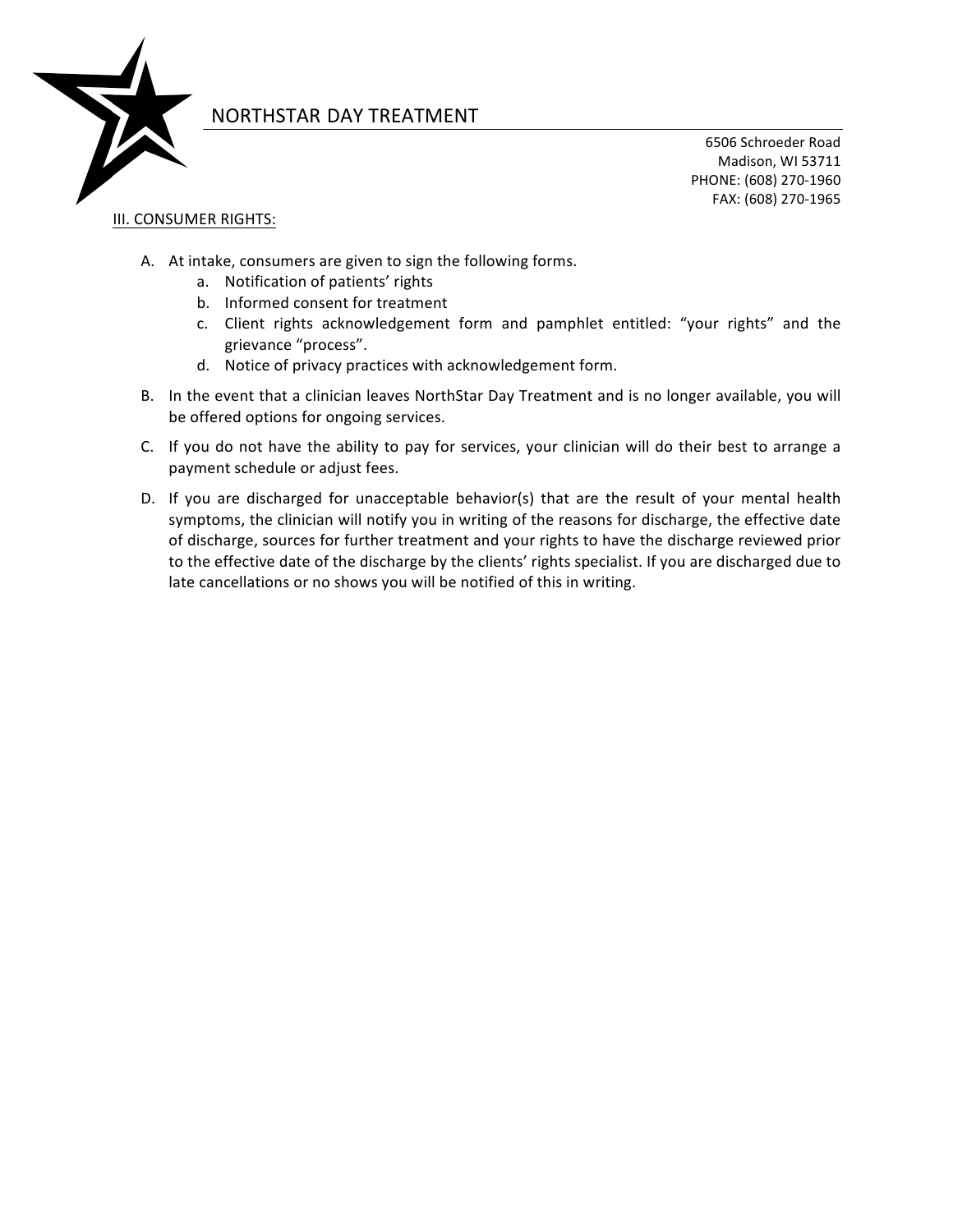III. CONSUMER RIGHTS:

A. At intake, consumers are given to sign the following forms.
   a. Notification of patients' rights
   b. Informed consent for treatment
   c. Client rights acknowledgement form and pamphlet entitled: "your rights" and the grievance "process".
   d. Notice of privacy practices with acknowledgement form.

B. In the event that a clinician leaves NorthStar Day Treatment and is no longer available, you will be offered options for ongoing services.

C. If you do not have the ability to pay for services, your clinician will do their best to arrange a payment schedule or adjust fees.

D. If you are discharged for unacceptable behavior(s) that are the result of your mental health symptoms, the clinician will notify you in writing of the reasons for discharge, the effective date of discharge, sources for further treatment and your rights to have the discharge reviewed prior to the effective date of the discharge by the clients' rights specialist. If you are discharged due to late cancellations or no shows you will be notified of this in writing.